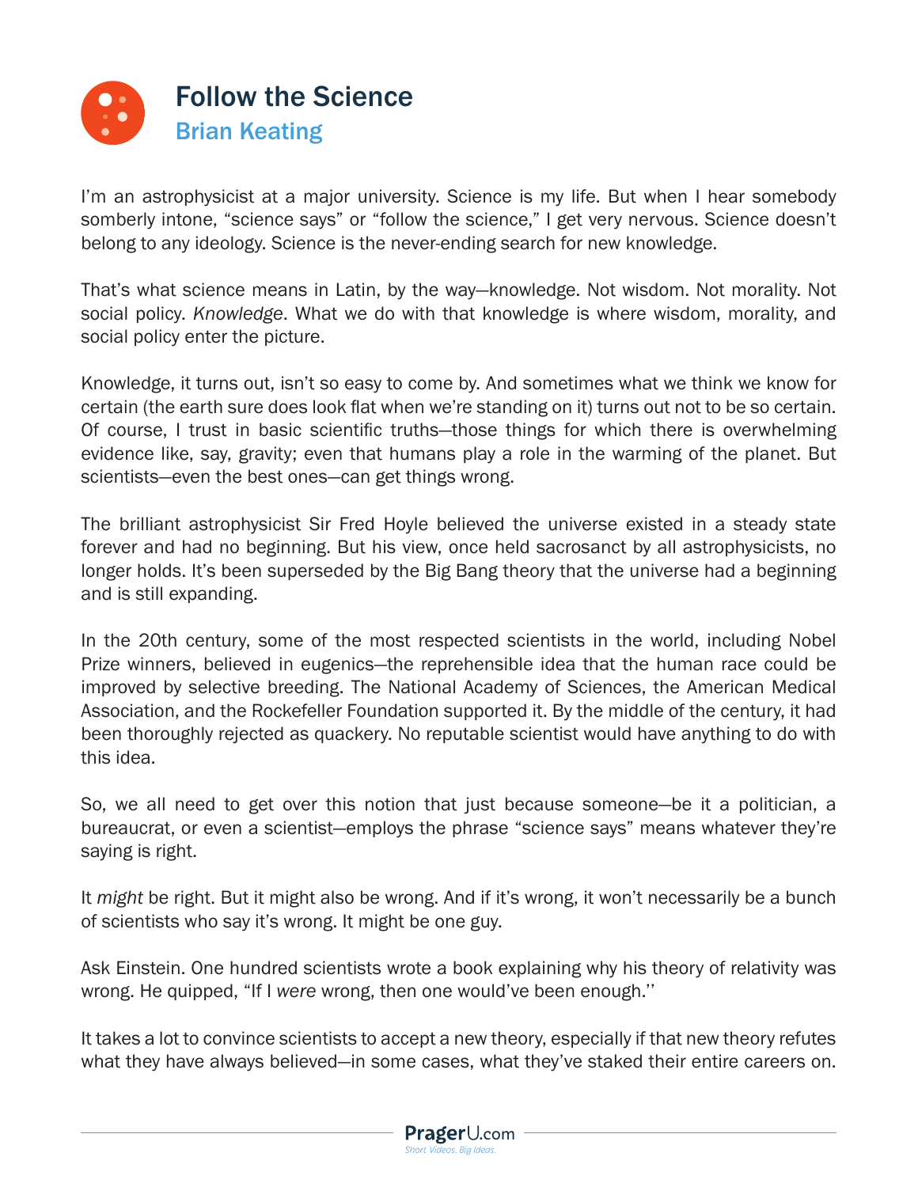# Follow the Science

## Brian Keating

I'm an astrophysicist at a major university. Science is my life. But when I hear somebody somberly intone, "science says" or "follow the science," I get very nervous. Science doesn't belong to any ideology. Science is the never-ending search for new knowledge.

That's what science means in Latin, by the way—knowledge. Not wisdom. Not morality. Not social policy. *Knowledge*. What we do with that knowledge is where wisdom, morality, and social policy enter the picture.

Knowledge, it turns out, isn't so easy to come by. And sometimes what we think we know for certain (the earth sure does look flat when we're standing on it) turns out not to be so certain. Of course, I trust in basic scientific truths—those things for which there is overwhelming evidence like, say, gravity; even that humans play a role in the warming of the planet. But scientists—even the best ones—can get things wrong.

The brilliant astrophysicist Sir Fred Hoyle believed the universe existed in a steady state forever and had no beginning. But his view, once held sacrosanct by all astrophysicists, no longer holds. It's been superseded by the Big Bang theory that the universe had a beginning and is still expanding.

In the 20th century, some of the most respected scientists in the world, including Nobel Prize winners, believed in eugenics—the reprehensible idea that the human race could be improved by selective breeding. The National Academy of Sciences, the American Medical Association, and the Rockefeller Foundation supported it. By the middle of the century, it had been thoroughly rejected as quackery. No reputable scientist would have anything to do with this idea.

So, we all need to get over this notion that just because someone—be it a politician, a bureaucrat, or even a scientist—employs the phrase "science says" means whatever they're saying is right.

It *might* be right. But it might also be wrong. And if it's wrong, it won't necessarily be a bunch of scientists who say it's wrong. It might be one guy.

Ask Einstein. One hundred scientists wrote a book explaining why his theory of relativity was wrong. He quipped, "If I *were* wrong, then one would've been enough.''

It takes a lot to convince scientists to accept a new theory, especially if that new theory refutes what they have always believed—in some cases, what they've staked their entire careers on.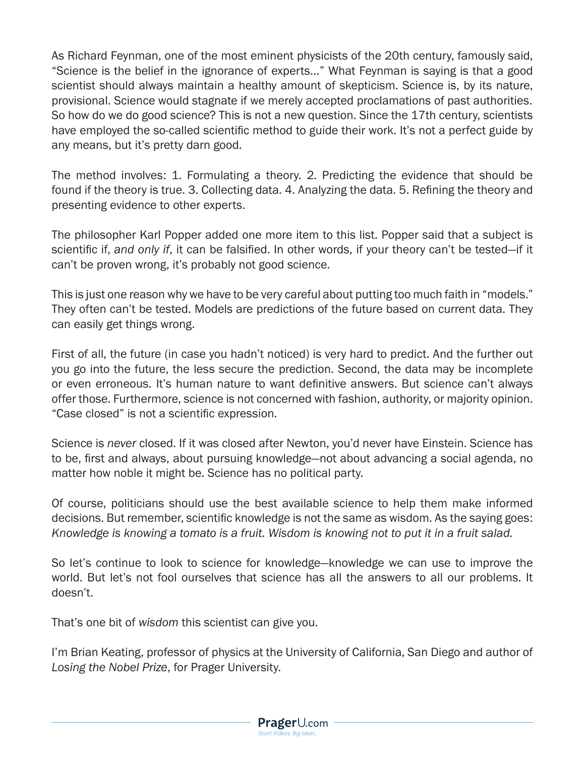As Richard Feynman, one of the most eminent physicists of the 20th century, famously said, "Science is the belief in the ignorance of experts..." What Feynman is saying is that a good scientist should always maintain a healthy amount of skepticism. Science is, by its nature, provisional. Science would stagnate if we merely accepted proclamations of past authorities. So how do we do good science? This is not a new question. Since the 17th century, scientists have employed the so-called scientific method to guide their work. It's not a perfect guide by any means, but it's pretty darn good.

The method involves: 1. Formulating a theory. 2. Predicting the evidence that should be found if the theory is true. 3. Collecting data. 4. Analyzing the data. 5. Refining the theory and presenting evidence to other experts.

The philosopher Karl Popper added one more item to this list. Popper said that a subject is scientific if, *and only if*, it can be falsified. In other words, if your theory can't be tested—if it can't be proven wrong, it's probably not good science.

This is just one reason why we have to be very careful about putting too much faith in "models." They often can't be tested. Models are predictions of the future based on current data. They can easily get things wrong.

First of all, the future (in case you hadn't noticed) is very hard to predict. And the further out you go into the future, the less secure the prediction. Second, the data may be incomplete or even erroneous. It's human nature to want definitive answers. But science can't always offer those. Furthermore, science is not concerned with fashion, authority, or majority opinion. "Case closed" is not a scientific expression.

Science is *never* closed. If it was closed after Newton, you'd never have Einstein. Science has to be, first and always, about pursuing knowledge—not about advancing a social agenda, no matter how noble it might be. Science has no political party.

Of course, politicians should use the best available science to help them make informed decisions. But remember, scientific knowledge is not the same as wisdom. As the saying goes: *Knowledge is knowing a tomato is a fruit. Wisdom is knowing not to put it in a fruit salad.*

So let's continue to look to science for knowledge—knowledge we can use to improve the world. But let's not fool ourselves that science has all the answers to all our problems. It doesn't.

That's one bit of *wisdom* this scientist can give you.

I'm Brian Keating, professor of physics at the University of California, San Diego and author of *Losing the Nobel Prize*, for Prager University.